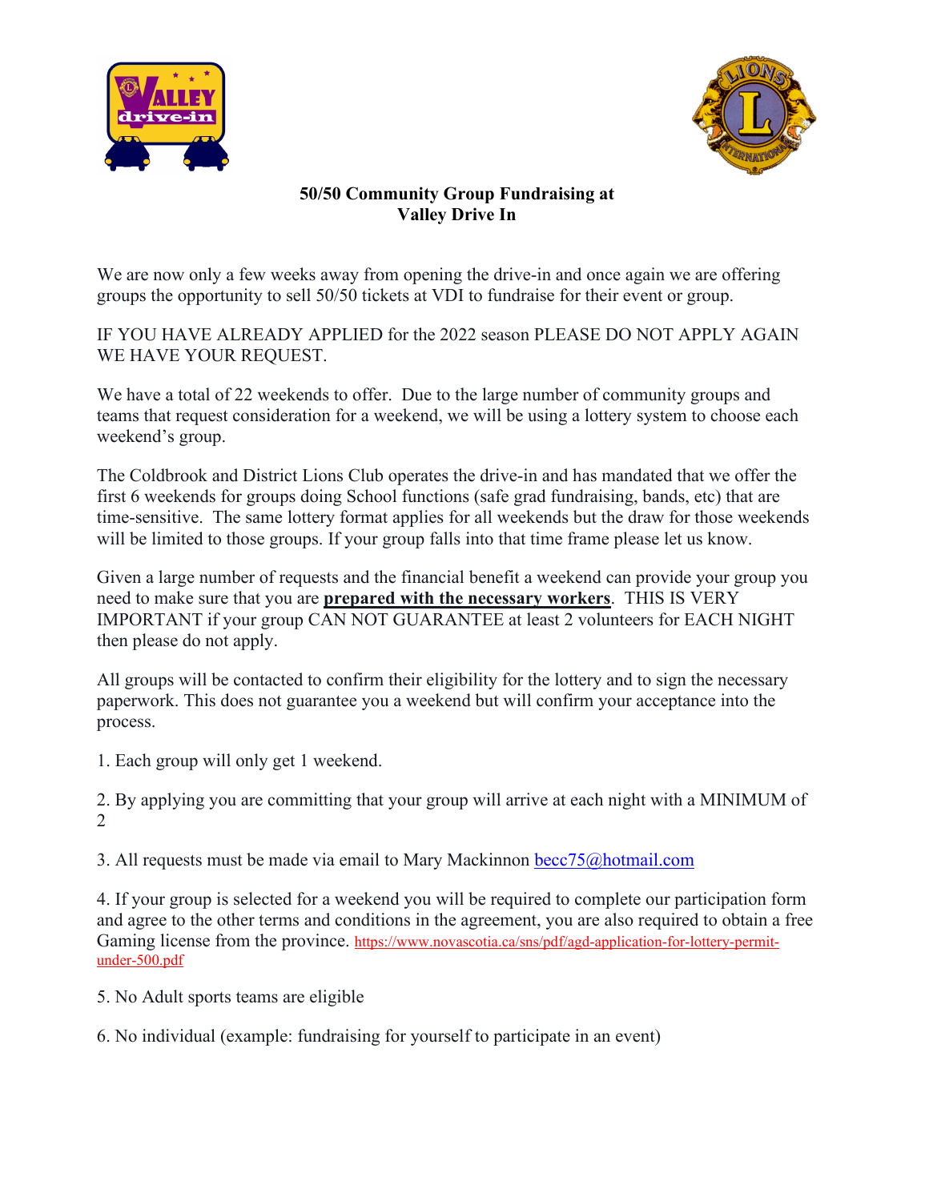**50/50 Community Group Fundraising at Valley Drive In**

We are now only a few weeks away from opening the drive-in and once again we are offering groups the opportunity to sell 50/50 tickets at VDI to fundraise for their event or group.

IF YOU HAVE ALREADY APPLIED for the 2022 season PLEASE DO NOT APPLY AGAIN WE HAVE YOUR REQUEST.

We have a total of 22 weekends to offer. Due to the large number of community groups and teams that request consideration for a weekend, we will be using a lottery system to choose each weekend's group.

The Coldbrook and District Lions Club operates the drive-in and has mandated that we offer the first 6 weekends for groups doing School functions (safe grad fundraising, bands, etc) that are time-sensitive. The same lottery format applies for all weekends but the draw for those weekends will be limited to those groups. If your group falls into that time frame please let us know.

Given a large number of requests and the financial benefit a weekend can provide your group you need to make sure that you are **prepared with the necessary workers**. THIS IS VERY IMPORTANT if your group CAN NOT GUARANTEE at least 2 volunteers for EACH NIGHT then please do not apply.

All groups will be contacted to confirm their eligibility for the lottery and to sign the necessary paperwork. This does not guarantee you a weekend but will confirm your acceptance into the process.

1. Each group will only get 1 weekend.

2. By applying you are committing that your group will arrive at each night with a MINIMUM of 2

3. All requests must be made via email to Mary Mackinnon becc75@hotmail.com

4. If your group is selected for a weekend you will be required to complete our participation form and agree to the other terms and conditions in the agreement, you are also required to obtain a free Gaming license from the province. https://www.novascotia.ca/sns/pdf/agd-application-for-lottery-permit-under-500.pdf

5. No Adult sports teams are eligible

6. No individual (example: fundraising for yourself to participate in an event)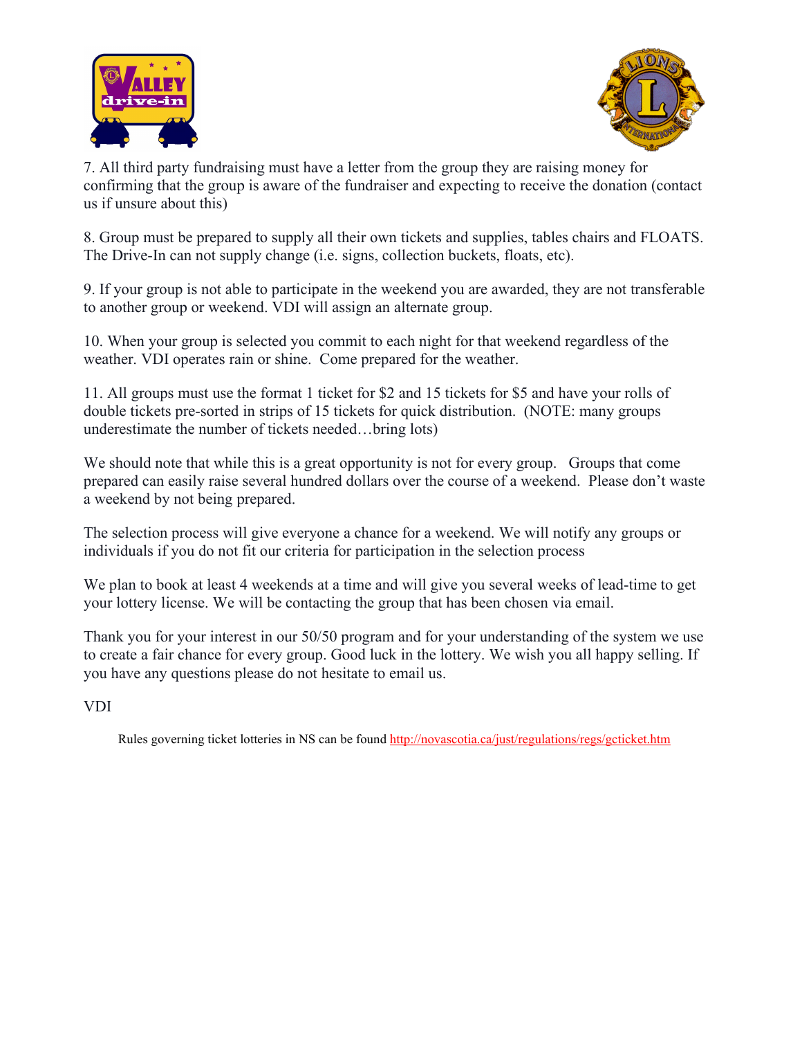7. All third party fundraising must have a letter from the group they are raising money for confirming that the group is aware of the fundraiser and expecting to receive the donation (contact us if unsure about this)

8. Group must be prepared to supply all their own tickets and supplies, tables chairs and FLOATS. The Drive-In can not supply change (i.e. signs, collection buckets, floats, etc).

9. If your group is not able to participate in the weekend you are awarded, they are not transferable to another group or weekend. VDI will assign an alternate group.

10. When your group is selected you commit to each night for that weekend regardless of the weather. VDI operates rain or shine. Come prepared for the weather.

11. All groups must use the format 1 ticket for $2 and 15 tickets for $5 and have your rolls of double tickets pre-sorted in strips of 15 tickets for quick distribution. (NOTE: many groups underestimate the number of tickets needed…bring lots)

We should note that while this is a great opportunity is not for every group. Groups that come prepared can easily raise several hundred dollars over the course of a weekend. Please don't waste a weekend by not being prepared.

The selection process will give everyone a chance for a weekend. We will notify any groups or individuals if you do not fit our criteria for participation in the selection process

We plan to book at least 4 weekends at a time and will give you several weeks of lead-time to get your lottery license. We will be contacting the group that has been chosen via email.

Thank you for your interest in our 50/50 program and for your understanding of the system we use to create a fair chance for every group. Good luck in the lottery. We wish you all happy selling. If you have any questions please do not hesitate to email us.

VDI

Rules governing ticket lotteries in NS can be found http://novascotia.ca/just/regulations/regs/gcticket.htm